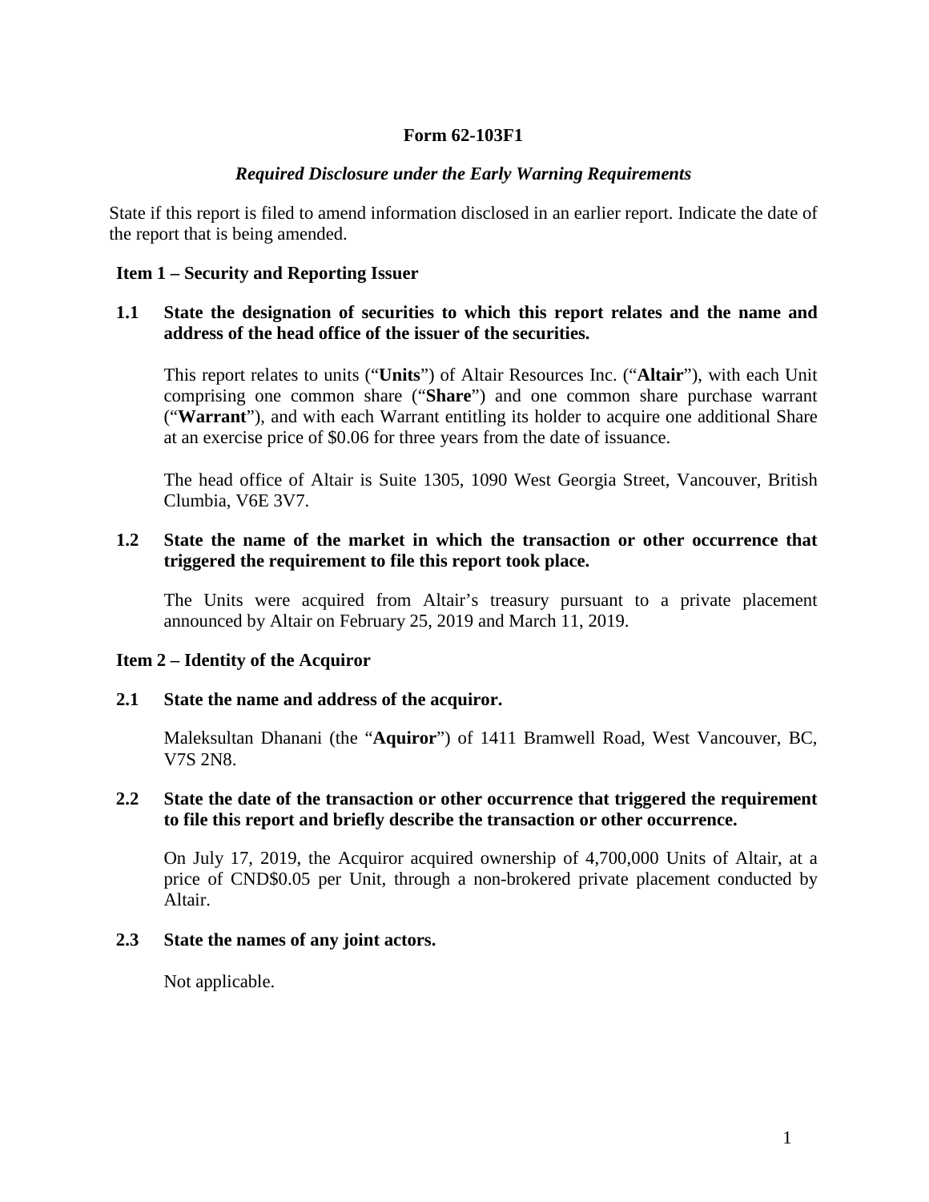# Form 62-103F1

## *Required Disclosure under the Early Warning Requirements*

State if this report is filed to amend information disclosed in an earlier report. Indicate the date of the report that is being amended.

### Item 1 – Security and Reporting Issuer

**1.1 State the designation of securities to which this report relates and the name and address of the head office of the issuer of the securities.**

This report relates to units ("**Units**") of Altair Resources Inc. ("**Altair**"), with each Unit comprising one common share ("**Share**") and one common share purchase warrant ("**Warrant**"), and with each Warrant entitling its holder to acquire one additional Share at an exercise price of $0.06 for three years from the date of issuance.

The head office of Altair is Suite 1305, 1090 West Georgia Street, Vancouver, British Clumbia, V6E 3V7.

**1.2 State the name of the market in which the transaction or other occurrence that triggered the requirement to file this report took place.**

The Units were acquired from Altair's treasury pursuant to a private placement announced by Altair on February 25, 2019 and March 11, 2019.

### Item 2 – Identity of the Acquiror

**2.1 State the name and address of the acquiror.**

Maleksultan Dhanani (the "**Aquiror**") of 1411 Bramwell Road, West Vancouver, BC, V7S 2N8.

**2.2 State the date of the transaction or other occurrence that triggered the requirement to file this report and briefly describe the transaction or other occurrence.**

On July 17, 2019, the Acquiror acquired ownership of 4,700,000 Units of Altair, at a price of CND$0.05 per Unit, through a non-brokered private placement conducted by Altair.

**2.3 State the names of any joint actors.**

Not applicable.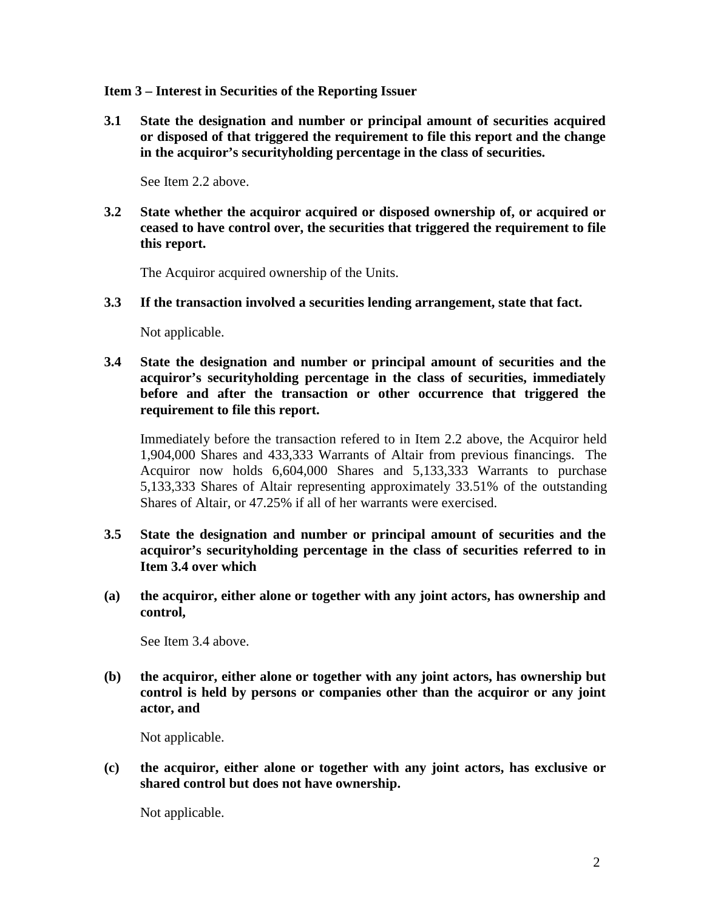**Item 3 – Interest in Securities of the Reporting Issuer**

**3.1 State the designation and number or principal amount of securities acquired or disposed of that triggered the requirement to file this report and the change in the acquiror's securityholding percentage in the class of securities.**

See Item 2.2 above.

**3.2 State whether the acquiror acquired or disposed ownership of, or acquired or ceased to have control over, the securities that triggered the requirement to file this report.**

The Acquiror acquired ownership of the Units.

**3.3 If the transaction involved a securities lending arrangement, state that fact.**

Not applicable.

**3.4 State the designation and number or principal amount of securities and the acquiror's securityholding percentage in the class of securities, immediately before and after the transaction or other occurrence that triggered the requirement to file this report.**

Immediately before the transaction refered to in Item 2.2 above, the Acquiror held 1,904,000 Shares and 433,333 Warrants of Altair from previous financings. The Acquiror now holds 6,604,000 Shares and 5,133,333 Warrants to purchase 5,133,333 Shares of Altair representing approximately 33.51% of the outstanding Shares of Altair, or 47.25% if all of her warrants were exercised.

**3.5 State the designation and number or principal amount of securities and the acquiror's securityholding percentage in the class of securities referred to in Item 3.4 over which**

**(a) the acquiror, either alone or together with any joint actors, has ownership and control,**

See Item 3.4 above.

**(b) the acquiror, either alone or together with any joint actors, has ownership but control is held by persons or companies other than the acquiror or any joint actor, and**

Not applicable.

**(c) the acquiror, either alone or together with any joint actors, has exclusive or shared control but does not have ownership.**

Not applicable.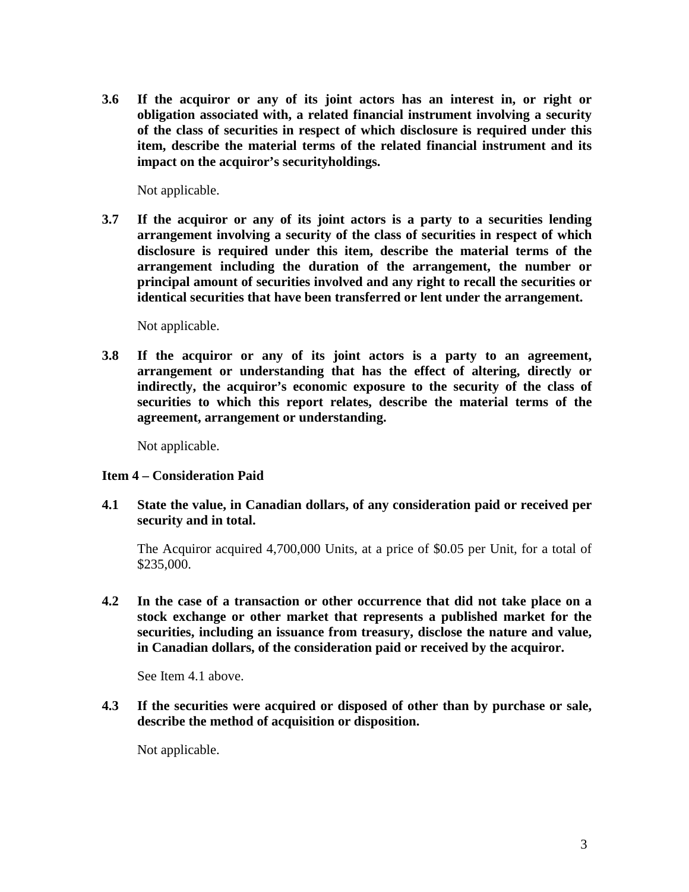**3.6 If the acquiror or any of its joint actors has an interest in, or right or obligation associated with, a related financial instrument involving a security of the class of securities in respect of which disclosure is required under this item, describe the material terms of the related financial instrument and its impact on the acquiror's securityholdings.**

Not applicable.

**3.7 If the acquiror or any of its joint actors is a party to a securities lending arrangement involving a security of the class of securities in respect of which disclosure is required under this item, describe the material terms of the arrangement including the duration of the arrangement, the number or principal amount of securities involved and any right to recall the securities or identical securities that have been transferred or lent under the arrangement.**

Not applicable.

**3.8 If the acquiror or any of its joint actors is a party to an agreement, arrangement or understanding that has the effect of altering, directly or indirectly, the acquiror's economic exposure to the security of the class of securities to which this report relates, describe the material terms of the agreement, arrangement or understanding.**

Not applicable.

**Item 4 – Consideration Paid**

**4.1 State the value, in Canadian dollars, of any consideration paid or received per security and in total.**

The Acquiror acquired 4,700,000 Units, at a price of $0.05 per Unit, for a total of $235,000.

**4.2 In the case of a transaction or other occurrence that did not take place on a stock exchange or other market that represents a published market for the securities, including an issuance from treasury, disclose the nature and value, in Canadian dollars, of the consideration paid or received by the acquiror.**

See Item 4.1 above.

**4.3 If the securities were acquired or disposed of other than by purchase or sale, describe the method of acquisition or disposition.**

Not applicable.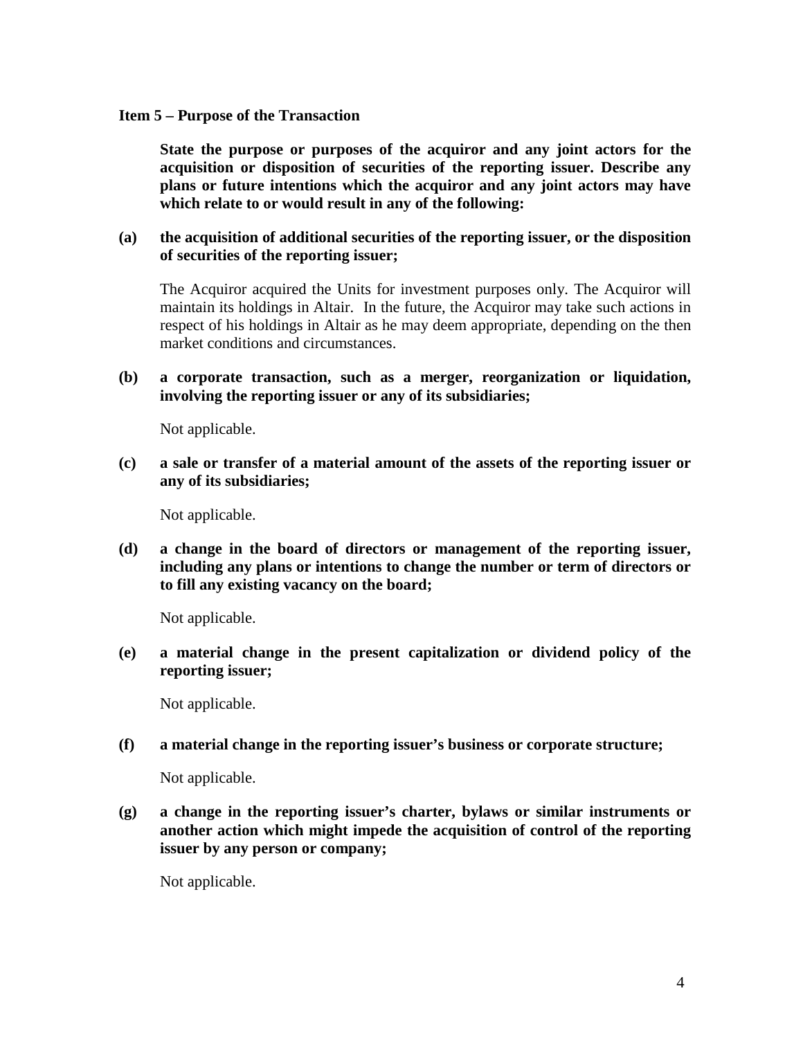**Item 5 – Purpose of the Transaction**

**State the purpose or purposes of the acquiror and any joint actors for the acquisition or disposition of securities of the reporting issuer. Describe any plans or future intentions which the acquiror and any joint actors may have which relate to or would result in any of the following:**

**(a) the acquisition of additional securities of the reporting issuer, or the disposition of securities of the reporting issuer;**

The Acquiror acquired the Units for investment purposes only. The Acquiror will maintain its holdings in Altair. In the future, the Acquiror may take such actions in respect of his holdings in Altair as he may deem appropriate, depending on the then market conditions and circumstances.

**(b) a corporate transaction, such as a merger, reorganization or liquidation, involving the reporting issuer or any of its subsidiaries;**

Not applicable.

**(c) a sale or transfer of a material amount of the assets of the reporting issuer or any of its subsidiaries;**

Not applicable.

**(d) a change in the board of directors or management of the reporting issuer, including any plans or intentions to change the number or term of directors or to fill any existing vacancy on the board;**

Not applicable.

**(e) a material change in the present capitalization or dividend policy of the reporting issuer;**

Not applicable.

**(f) a material change in the reporting issuer's business or corporate structure;**

Not applicable.

**(g) a change in the reporting issuer's charter, bylaws or similar instruments or another action which might impede the acquisition of control of the reporting issuer by any person or company;**

Not applicable.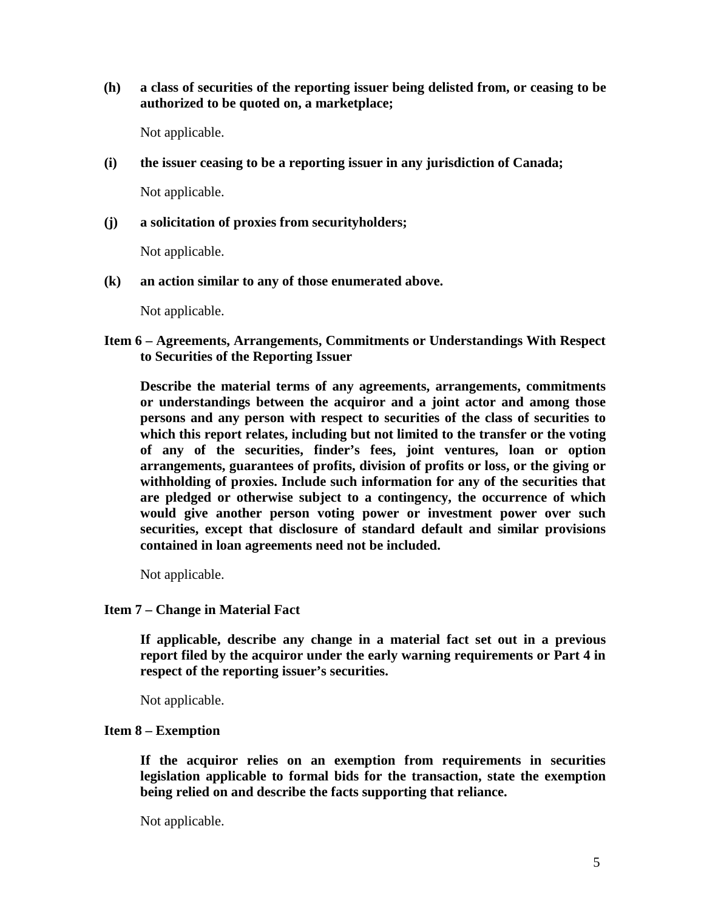**(h) a class of securities of the reporting issuer being delisted from, or ceasing to be authorized to be quoted on, a marketplace;**

Not applicable.

**(i) the issuer ceasing to be a reporting issuer in any jurisdiction of Canada;**

Not applicable.

**(j) a solicitation of proxies from securityholders;**

Not applicable.

**(k) an action similar to any of those enumerated above.**

Not applicable.

### Item 6 – Agreements, Arrangements, Commitments or Understandings With Respect to Securities of the Reporting Issuer

**Describe the material terms of any agreements, arrangements, commitments or understandings between the acquiror and a joint actor and among those persons and any person with respect to securities of the class of securities to which this report relates, including but not limited to the transfer or the voting of any of the securities, finder's fees, joint ventures, loan or option arrangements, guarantees of profits, division of profits or loss, or the giving or withholding of proxies. Include such information for any of the securities that are pledged or otherwise subject to a contingency, the occurrence of which would give another person voting power or investment power over such securities, except that disclosure of standard default and similar provisions contained in loan agreements need not be included.**

Not applicable.

### Item 7 – Change in Material Fact

**If applicable, describe any change in a material fact set out in a previous report filed by the acquiror under the early warning requirements or Part 4 in respect of the reporting issuer's securities.**

Not applicable.

### Item 8 – Exemption

**If the acquiror relies on an exemption from requirements in securities legislation applicable to formal bids for the transaction, state the exemption being relied on and describe the facts supporting that reliance.**

Not applicable.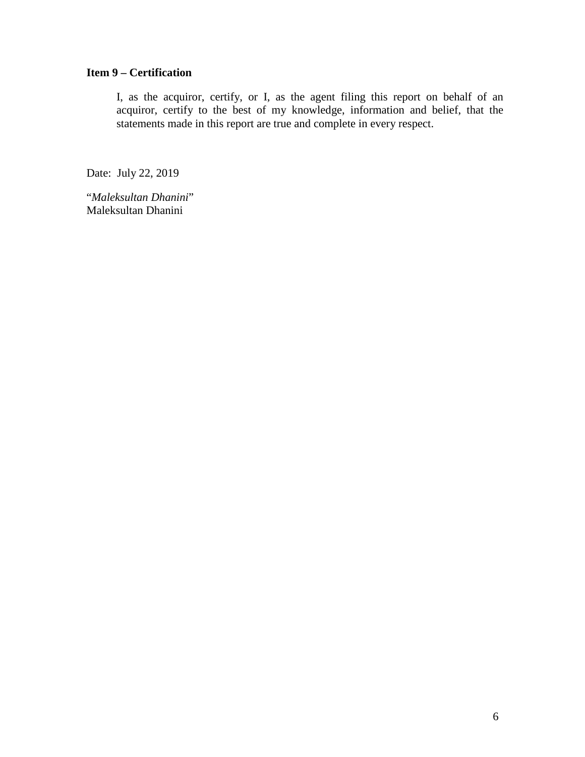**Item 9 – Certification**

I, as the acquiror, certify, or I, as the agent filing this report on behalf of an acquiror, certify to the best of my knowledge, information and belief, that the statements made in this report are true and complete in every respect.

Date: July 22, 2019

"*Maleksultan Dhanini*"
Maleksultan Dhanini